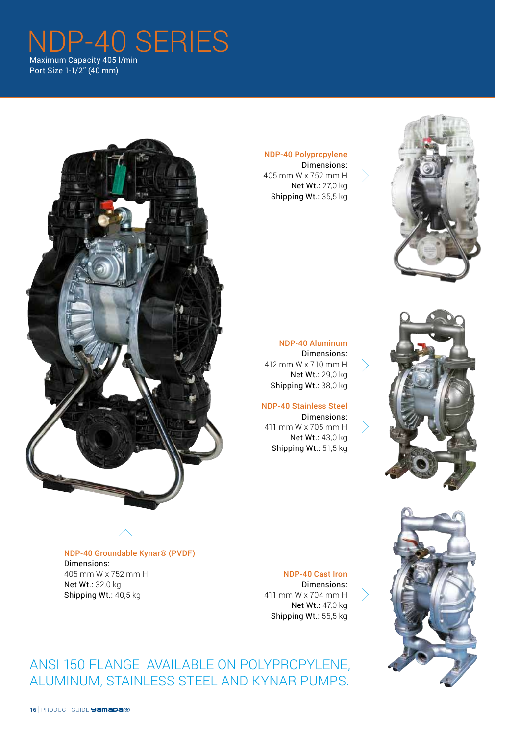# NDP-40 SERIES

Maximum Capacity 405 l/min
Port Size 1-1/2" (40 mm)

**NDP-40 Polypropylene**
Dimensions:
405 mm W x 752 mm H
Net Wt.: 27,0 kg
Shipping Wt.: 35,5 kg

**NDP-40 Aluminum**
Dimensions:
412 mm W x 710 mm H
Net Wt.: 29,0 kg
Shipping Wt.: 38,0 kg

**NDP-40 Stainless Steel**
Dimensions:
411 mm W x 705 mm H
Net Wt.: 43,0 kg
Shipping Wt.: 51,5 kg

**NDP-40 Groundable Kynar® (PVDF)**
Dimensions:
405 mm W x 752 mm H
Net Wt.: 32,0 kg
Shipping Wt.: 40,5 kg

**NDP-40 Cast Iron**
Dimensions:
411 mm W x 704 mm H
Net Wt.: 47,0 kg
Shipping Wt.: 55,5 kg

## ANSI 150 FLANGE AVAILABLE ON POLYPROPYLENE, ALUMINUM, STAINLESS STEEL AND KYNAR PUMPS.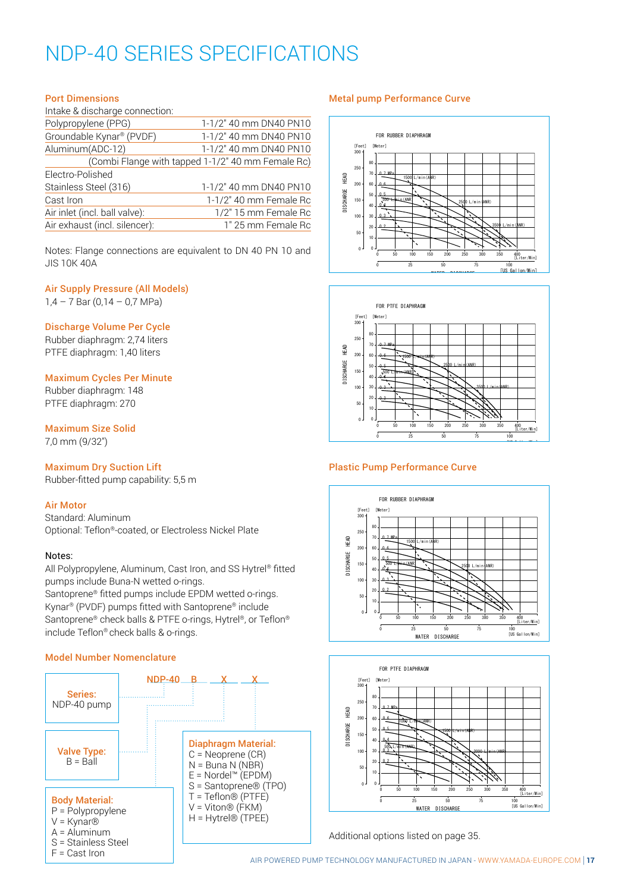# NDP-40 SERIES SPECIFICATIONS

## Port Dimensions

Intake & discharge connection:

| | |
|---|---|
| Polypropylene (PPG) | 1-1/2" 40 mm DN40 PN10 |
| Groundable Kynar® (PVDF) | 1-1/2" 40 mm DN40 PN10 |
| Aluminum(ADC-12) | 1-1/2" 40 mm DN40 PN10 |
| | (Combi Flange with tapped 1-1/2" 40 mm Female Rc) |
| Electro-Polished Stainless Steel (316) | 1-1/2" 40 mm DN40 PN10 |
| Cast Iron | 1-1/2" 40 mm Female Rc |
| Air inlet (incl. ball valve): | 1/2" 15 mm Female Rc |
| Air exhaust (incl. silencer): | 1" 25 mm Female Rc |

Notes: Flange connections are equivalent to DN 40 PN 10 and JIS 10K 40A

## Air Supply Pressure (All Models)

1,4 – 7 Bar (0,14 – 0,7 MPa)

## Discharge Volume Per Cycle

Rubber diaphragm: 2,74 liters
PTFE diaphragm: 1,40 liters

## Maximum Cycles Per Minute

Rubber diaphragm: 148
PTFE diaphragm: 270

## Maximum Size Solid

7,0 mm (9/32")

## Maximum Dry Suction Lift

Rubber-fitted pump capability: 5,5 m

## Air Motor

Standard: Aluminum
Optional: Teflon®-coated, or Electroless Nickel Plate

Notes:

All Polypropylene, Aluminum, Cast Iron, and SS Hytrel® fitted pumps include Buna-N wetted o-rings.
Santoprene® fitted pumps include EPDM wetted o-rings.
Kynar® (PVDF) pumps fitted with Santoprene® include Santoprene® check balls & PTFE o-rings, Hytrel®, or Teflon® include Teflon® check balls & o-rings.

## Model Number Nomenclature

NDP-40 B X X

**Series:**
NDP-40 pump

**Valve Type:**
B = Ball

**Body Material:**
P = Polypropylene
V = Kynar®
A = Aluminum
S = Stainless Steel
F = Cast Iron

**Diaphragm Material:**
C = Neoprene (CR)
N = Buna N (NBR)
E = Nordel™ (EPDM)
S = Santoprene® (TPO)
T = Teflon® (PTFE)
V = Viton® (FKM)
H = Hytrel® (TPEE)

## Metal pump Performance Curve

FOR RUBBER DIAPHRAGM
DISCHARGE HEAD [Feet] [Meter]
0.7 MPa, 0.6, 0.5, 0.4, 0.3, 0.2
500 L/min (ANR), 1500 L/min (ANR), 2500 L/min (ANR), 3500 L/min (ANR)
[Liter/Min] [US Gallon/Min]
WATER DISCHARGE

FOR PTFE DIAPHRAGM
DISCHARGE HEAD [Feet] [Meter]
0.7 MPa, 0.6, 0.5, 0.4, 0.3, 0.2
500 L/min (ANR), 1500 L/min (ANR), 2500 L/min (ANR), 3500 L/min (ANR)
[Liter/Min] [US Gallon/Min]

## Plastic Pump Performance Curve

FOR RUBBER DIAPHRAGM
DISCHARGE HEAD [Feet] [Meter]
0.7 MPa, 0.6, 0.5, 0.4, 0.3, 0.2
500 L/min (ANR), 1500 L/min (ANR), 2500 L/min (ANR)
[Liter/Min] [US Gallon/Min]
WATER DISCHARGE

FOR PTFE DIAPHRAGM
DISCHARGE HEAD [Feet] [Meter]
0.7 MPa, 0.6, 0.5, 0.4, 0.3, 0.2
500 L/min (ANR), 1000 L/min (ANR), 1500 L/min (ANR), 2000 L/min (ANR)
[Liter/Min] [US Gallon/Min]
WATER DISCHARGE

Additional options listed on page 35.